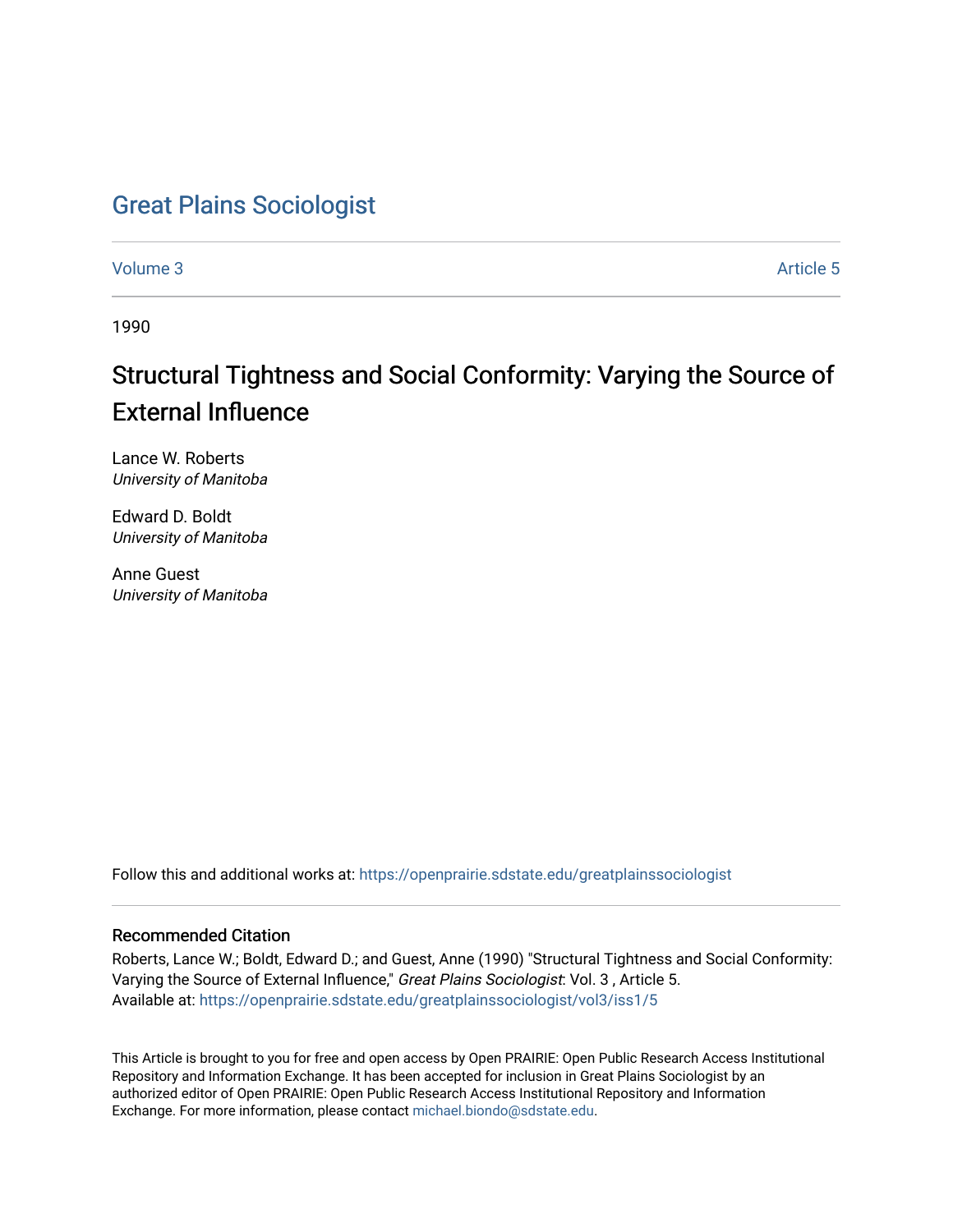# Great Plains Sociologist

Volume 3 Article 5

1990

## Structural Tightness and Social Conformity: Varying the Source of External Influence

Lance W. Roberts
*University of Manitoba*

Edward D. Boldt
*University of Manitoba*

Anne Guest
*University of Manitoba*

Follow this and additional works at: https://openprairie.sdstate.edu/greatplainssociologist

### Recommended Citation

Roberts, Lance W.; Boldt, Edward D.; and Guest, Anne (1990) "Structural Tightness and Social Conformity: Varying the Source of External Influence," *Great Plains Sociologist*: Vol. 3 , Article 5.
Available at: https://openprairie.sdstate.edu/greatplainssociologist/vol3/iss1/5

This Article is brought to you for free and open access by Open PRAIRIE: Open Public Research Access Institutional Repository and Information Exchange. It has been accepted for inclusion in Great Plains Sociologist by an authorized editor of Open PRAIRIE: Open Public Research Access Institutional Repository and Information Exchange. For more information, please contact michael.biondo@sdstate.edu.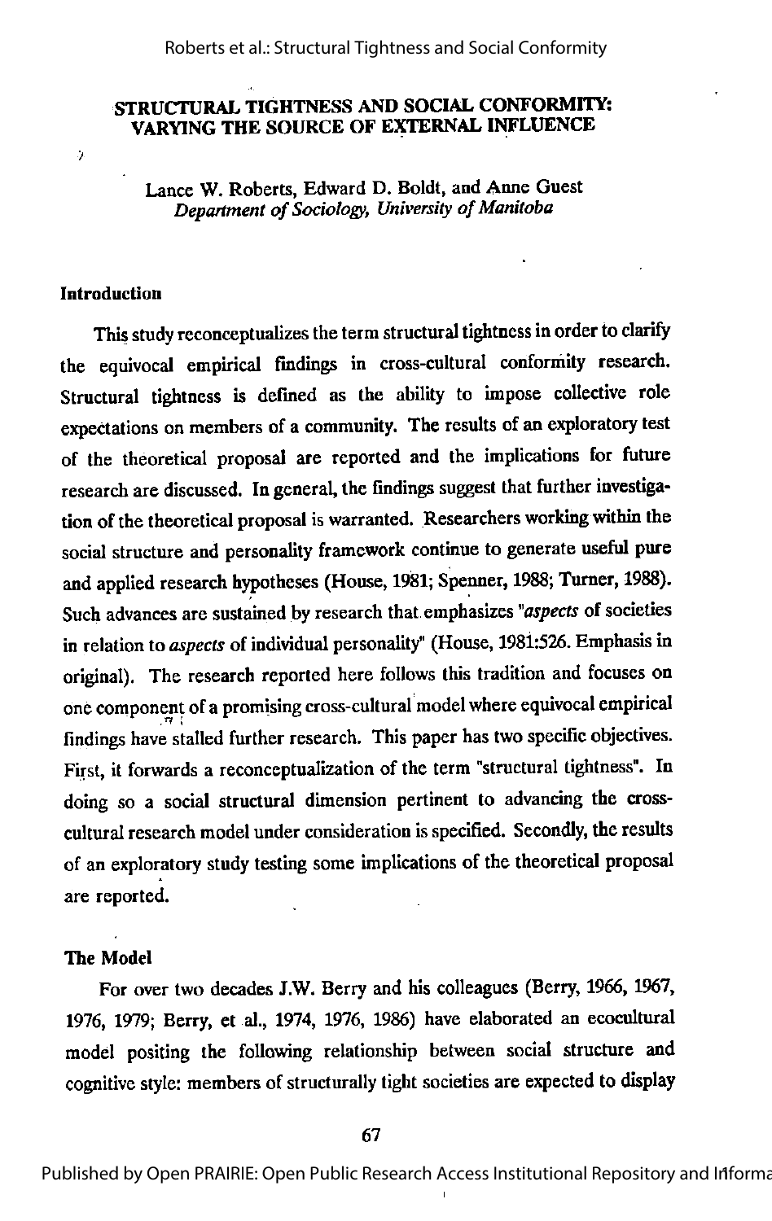# STRUCTURAL TIGHTNESS AND SOCIAL CONFORMITY: VARYING THE SOURCE OF EXTERNAL INFLUENCE

Lance W. Roberts, Edward D. Boldt, and Anne Guest
*Department of Sociology, University of Manitoba*

## Introduction

This study reconceptualizes the term structural tightness in order to clarify the equivocal empirical findings in cross-cultural conformity research. Structural tightness is defined as the ability to impose collective role expectations on members of a community. The results of an exploratory test of the theoretical proposal are reported and the implications for future research are discussed. In general, the findings suggest that further investigation of the theoretical proposal is warranted. Researchers working within the social structure and personality framework continue to generate useful pure and applied research hypotheses (House, 1981; Spenner, 1988; Turner, 1988). Such advances are sustained by research that emphasizes "*aspects* of societies in relation to *aspects* of individual personality" (House, 1981:526. Emphasis in original). The research reported here follows this tradition and focuses on one component of a promising cross-cultural model where equivocal empirical findings have stalled further research. This paper has two specific objectives. First, it forwards a reconceptualization of the term "structural tightness". In doing so a social structural dimension pertinent to advancing the cross-cultural research model under consideration is specified. Secondly, the results of an exploratory study testing some implications of the theoretical proposal are reported.

## The Model

For over two decades J.W. Berry and his colleagues (Berry, 1966, 1967, 1976, 1979; Berry, et al., 1974, 1976, 1986) have elaborated an ecocultural model positing the following relationship between social structure and cognitive style: members of structurally tight societies are expected to display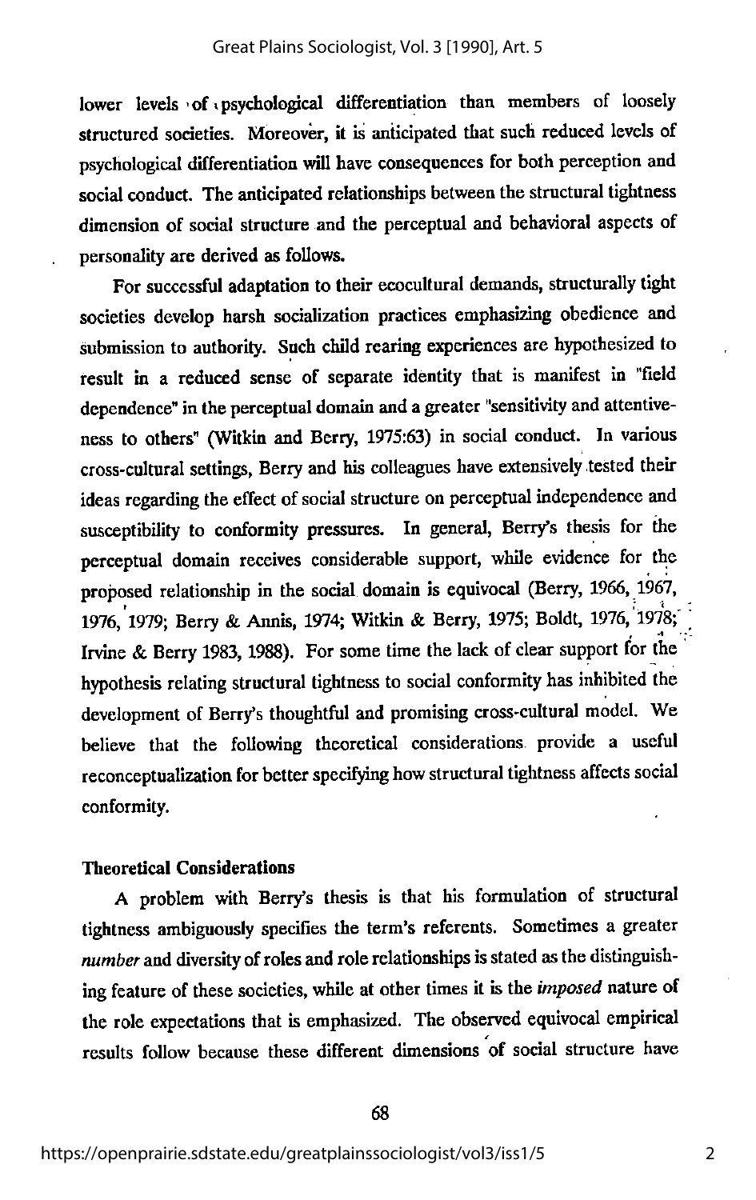lower levels of psychological differentiation than members of loosely structured societies. Moreover, it is anticipated that such reduced levels of psychological differentiation will have consequences for both perception and social conduct. The anticipated relationships between the structural tightness dimension of social structure and the perceptual and behavioral aspects of personality are derived as follows.

For successful adaptation to their ecocultural demands, structurally tight societies develop harsh socialization practices emphasizing obedience and submission to authority. Such child rearing experiences are hypothesized to result in a reduced sense of separate identity that is manifest in "field dependence" in the perceptual domain and a greater "sensitivity and attentiveness to others" (Witkin and Berry, 1975:63) in social conduct. In various cross-cultural settings, Berry and his colleagues have extensively tested their ideas regarding the effect of social structure on perceptual independence and susceptibility to conformity pressures. In general, Berry's thesis for the perceptual domain receives considerable support, while evidence for the proposed relationship in the social domain is equivocal (Berry, 1966, 1967, 1976, 1979; Berry & Annis, 1974; Witkin & Berry, 1975; Boldt, 1976, 1978; Irvine & Berry 1983, 1988). For some time the lack of clear support for the hypothesis relating structural tightness to social conformity has inhibited the development of Berry's thoughtful and promising cross-cultural model. We believe that the following theoretical considerations provide a useful reconceptualization for better specifying how structural tightness affects social conformity.

## Theoretical Considerations

A problem with Berry's thesis is that his formulation of structural tightness ambiguously specifies the term's referents. Sometimes a greater *number* and diversity of roles and role relationships is stated as the distinguishing feature of these societies, while at other times it is the *imposed* nature of the role expectations that is emphasized. The observed equivocal empirical results follow because these different dimensions of social structure have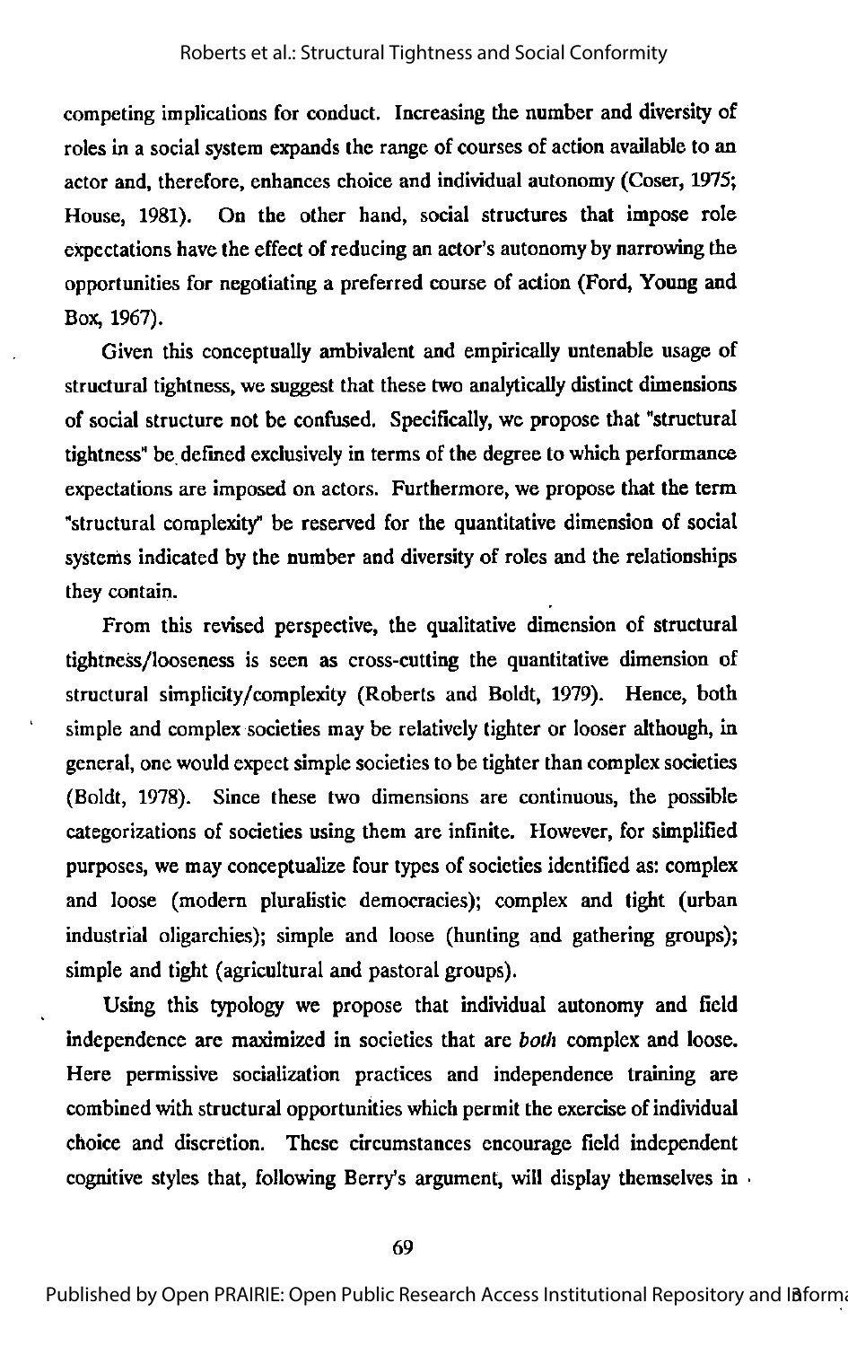competing implications for conduct. Increasing the number and diversity of roles in a social system expands the range of courses of action available to an actor and, therefore, enhances choice and individual autonomy (Coser, 1975; House, 1981). On the other hand, social structures that impose role expectations have the effect of reducing an actor's autonomy by narrowing the opportunities for negotiating a preferred course of action (Ford, Young and Box, 1967).

Given this conceptually ambivalent and empirically untenable usage of structural tightness, we suggest that these two analytically distinct dimensions of social structure not be confused. Specifically, we propose that "structural tightness" be defined exclusively in terms of the degree to which performance expectations are imposed on actors. Furthermore, we propose that the term "structural complexity" be reserved for the quantitative dimension of social systems indicated by the number and diversity of roles and the relationships they contain.

From this revised perspective, the qualitative dimension of structural tightness/looseness is seen as cross-cutting the quantitative dimension of structural simplicity/complexity (Roberts and Boldt, 1979). Hence, both simple and complex societies may be relatively tighter or looser although, in general, one would expect simple societies to be tighter than complex societies (Boldt, 1978). Since these two dimensions are continuous, the possible categorizations of societies using them are infinite. However, for simplified purposes, we may conceptualize four types of societies identified as: complex and loose (modern pluralistic democracies); complex and tight (urban industrial oligarchies); simple and loose (hunting and gathering groups); simple and tight (agricultural and pastoral groups).

Using this typology we propose that individual autonomy and field independence are maximized in societies that are *both* complex and loose. Here permissive socialization practices and independence training are combined with structural opportunities which permit the exercise of individual choice and discretion. These circumstances encourage field independent cognitive styles that, following Berry's argument, will display themselves in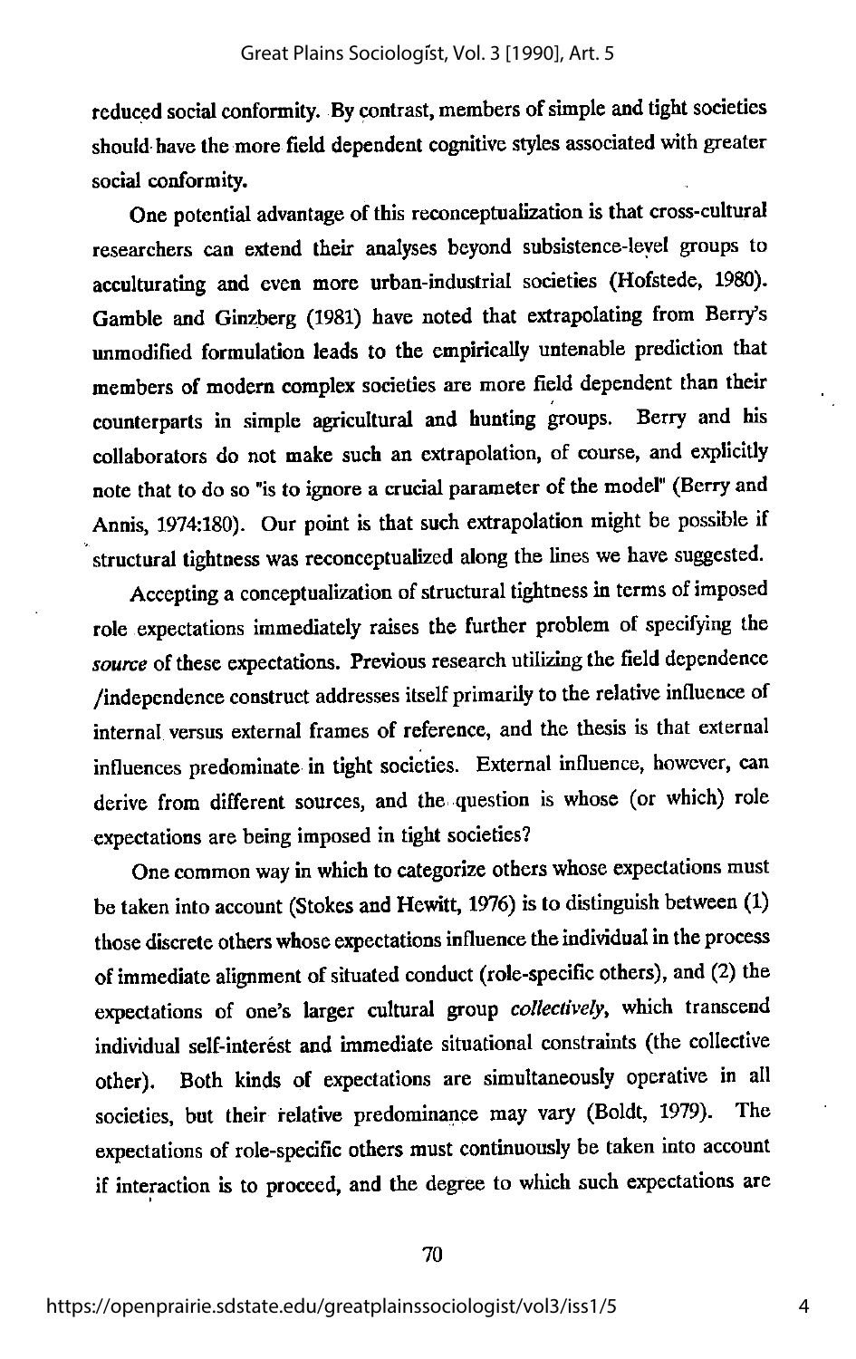reduced social conformity. By contrast, members of simple and tight societies should have the more field dependent cognitive styles associated with greater social conformity.

One potential advantage of this reconceptualization is that cross-cultural researchers can extend their analyses beyond subsistence-level groups to acculturating and even more urban-industrial societies (Hofstede, 1980). Gamble and Ginzberg (1981) have noted that extrapolating from Berry's unmodified formulation leads to the empirically untenable prediction that members of modern complex societies are more field dependent than their counterparts in simple agricultural and hunting groups. Berry and his collaborators do not make such an extrapolation, of course, and explicitly note that to do so "is to ignore a crucial parameter of the model" (Berry and Annis, 1974:180). Our point is that such extrapolation might be possible if structural tightness was reconceptualized along the lines we have suggested.

Accepting a conceptualization of structural tightness in terms of imposed role expectations immediately raises the further problem of specifying the *source* of these expectations. Previous research utilizing the field dependence /independence construct addresses itself primarily to the relative influence of internal versus external frames of reference, and the thesis is that external influences predominate in tight societies. External influence, however, can derive from different sources, and the question is whose (or which) role expectations are being imposed in tight societies?

One common way in which to categorize others whose expectations must be taken into account (Stokes and Hewitt, 1976) is to distinguish between (1) those discrete others whose expectations influence the individual in the process of immediate alignment of situated conduct (role-specific others), and (2) the expectations of one's larger cultural group *collectively*, which transcend individual self-interest and immediate situational constraints (the collective other). Both kinds of expectations are simultaneously operative in all societies, but their relative predominance may vary (Boldt, 1979). The expectations of role-specific others must continuously be taken into account if interaction is to proceed, and the degree to which such expectations are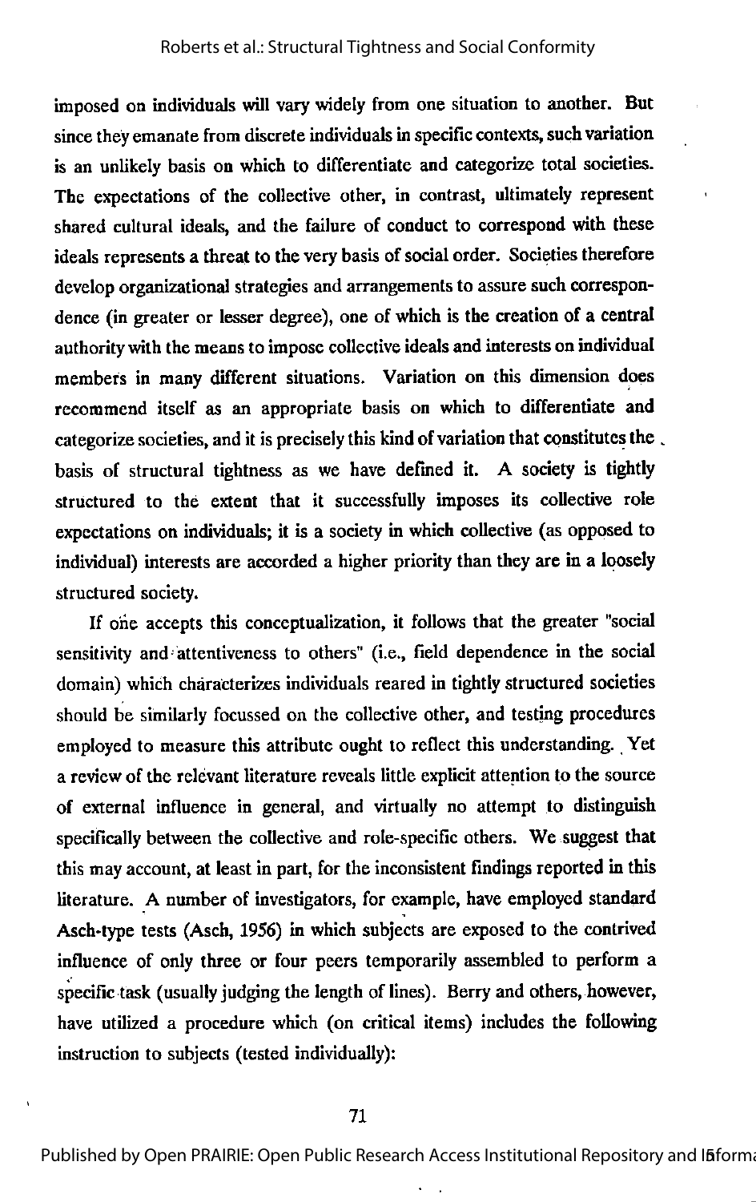imposed on individuals will vary widely from one situation to another. But since they emanate from discrete individuals in specific contexts, such variation is an unlikely basis on which to differentiate and categorize total societies. The expectations of the collective other, in contrast, ultimately represent shared cultural ideals, and the failure of conduct to correspond with these ideals represents a threat to the very basis of social order. Societies therefore develop organizational strategies and arrangements to assure such correspondence (in greater or lesser degree), one of which is the creation of a central authority with the means to impose collective ideals and interests on individual members in many different situations. Variation on this dimension does recommend itself as an appropriate basis on which to differentiate and categorize societies, and it is precisely this kind of variation that constitutes the basis of structural tightness as we have defined it. A society is tightly structured to the extent that it successfully imposes its collective role expectations on individuals; it is a society in which collective (as opposed to individual) interests are accorded a higher priority than they are in a loosely structured society.

If one accepts this conceptualization, it follows that the greater "social sensitivity and attentiveness to others" (i.e., field dependence in the social domain) which characterizes individuals reared in tightly structured societies should be similarly focussed on the collective other, and testing procedures employed to measure this attribute ought to reflect this understanding. Yet a review of the relevant literature reveals little explicit attention to the source of external influence in general, and virtually no attempt to distinguish specifically between the collective and role-specific others. We suggest that this may account, at least in part, for the inconsistent findings reported in this literature. A number of investigators, for example, have employed standard Asch-type tests (Asch, 1956) in which subjects are exposed to the contrived influence of only three or four peers temporarily assembled to perform a specific task (usually judging the length of lines). Berry and others, however, have utilized a procedure which (on critical items) includes the following instruction to subjects (tested individually):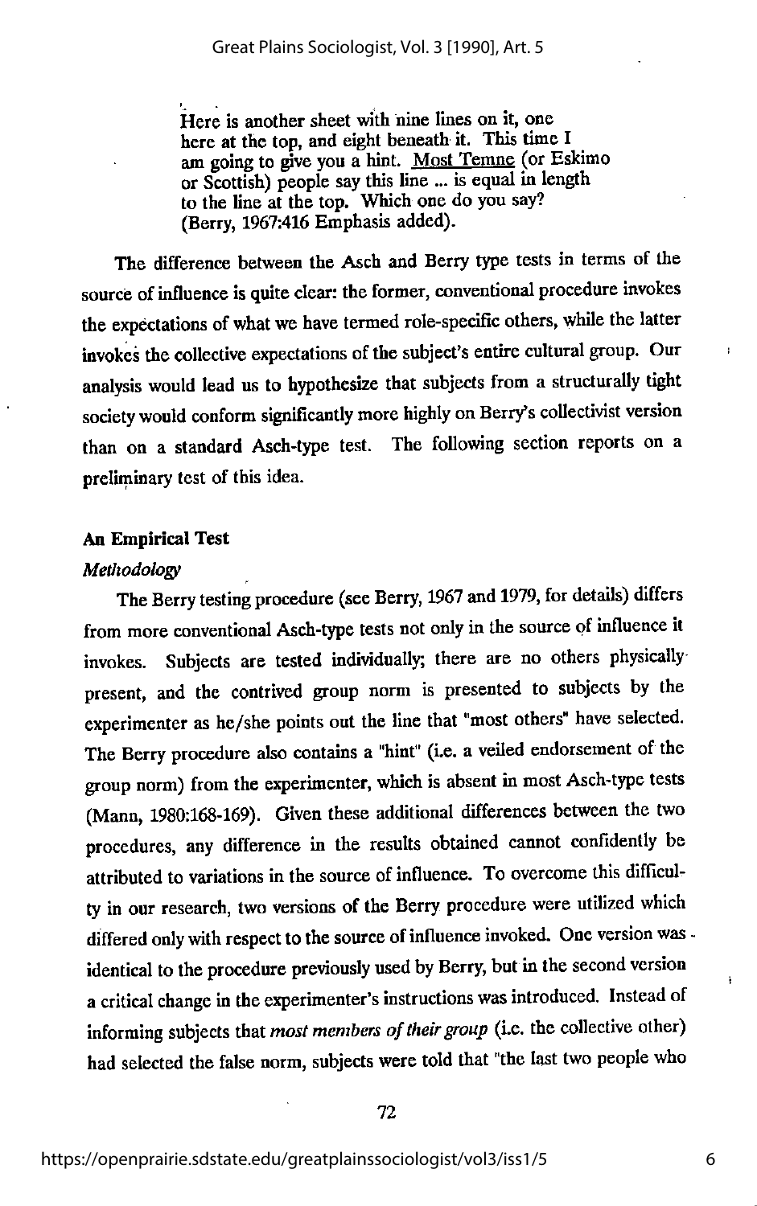> Here is another sheet with nine lines on it, one here at the top, and eight beneath it. This time I am going to give you a hint. Most Temne (or Eskimo or Scottish) people say this line ... is equal in length to the line at the top. Which one do you say? (Berry, 1967:416 Emphasis added).

The difference between the Asch and Berry type tests in terms of the source of influence is quite clear: the former, conventional procedure invokes the expectations of what we have termed role-specific others, while the latter invokes the collective expectations of the subject's entire cultural group. Our analysis would lead us to hypothesize that subjects from a structurally tight society would conform significantly more highly on Berry's collectivist version than on a standard Asch-type test. The following section reports on a preliminary test of this idea.

## An Empirical Test

### *Methodology*

The Berry testing procedure (see Berry, 1967 and 1979, for details) differs from more conventional Asch-type tests not only in the source of influence it invokes. Subjects are tested individually; there are no others physically present, and the contrived group norm is presented to subjects by the experimenter as he/she points out the line that "most others" have selected. The Berry procedure also contains a "hint" (i.e. a veiled endorsement of the group norm) from the experimenter, which is absent in most Asch-type tests (Mann, 1980:168-169). Given these additional differences between the two procedures, any difference in the results obtained cannot confidently be attributed to variations in the source of influence. To overcome this difficulty in our research, two versions of the Berry procedure were utilized which differed only with respect to the source of influence invoked. One version was identical to the procedure previously used by Berry, but in the second version a critical change in the experimenter's instructions was introduced. Instead of informing subjects that *most members of their group* (i.e. the collective other) had selected the false norm, subjects were told that "the last two people who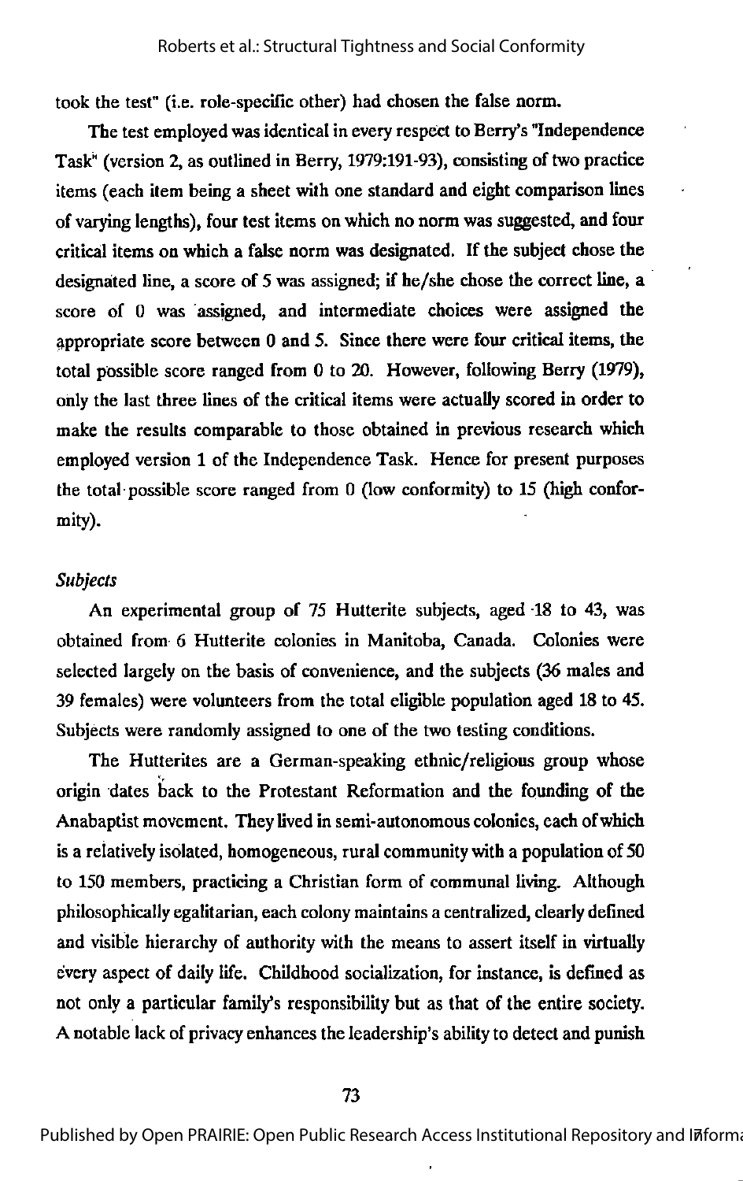took the test" (i.e. role-specific other) had chosen the false norm.

The test employed was identical in every respect to Berry's "Independence Task" (version 2, as outlined in Berry, 1979:191-93), consisting of two practice items (each item being a sheet with one standard and eight comparison lines of varying lengths), four test items on which no norm was suggested, and four critical items on which a false norm was designated. If the subject chose the designated line, a score of 5 was assigned; if he/she chose the correct line, a score of 0 was assigned, and intermediate choices were assigned the appropriate score between 0 and 5. Since there were four critical items, the total possible score ranged from 0 to 20. However, following Berry (1979), only the last three lines of the critical items were actually scored in order to make the results comparable to those obtained in previous research which employed version 1 of the Independence Task. Hence for present purposes the total possible score ranged from 0 (low conformity) to 15 (high conformity).

*Subjects*

An experimental group of 75 Hutterite subjects, aged 18 to 43, was obtained from 6 Hutterite colonies in Manitoba, Canada. Colonies were selected largely on the basis of convenience, and the subjects (36 males and 39 females) were volunteers from the total eligible population aged 18 to 45. Subjects were randomly assigned to one of the two testing conditions.

The Hutterites are a German-speaking ethnic/religious group whose origin dates back to the Protestant Reformation and the founding of the Anabaptist movement. They lived in semi-autonomous colonies, each of which is a relatively isolated, homogeneous, rural community with a population of 50 to 150 members, practicing a Christian form of communal living. Although philosophically egalitarian, each colony maintains a centralized, clearly defined and visible hierarchy of authority with the means to assert itself in virtually every aspect of daily life. Childhood socialization, for instance, is defined as not only a particular family's responsibility but as that of the entire society. A notable lack of privacy enhances the leadership's ability to detect and punish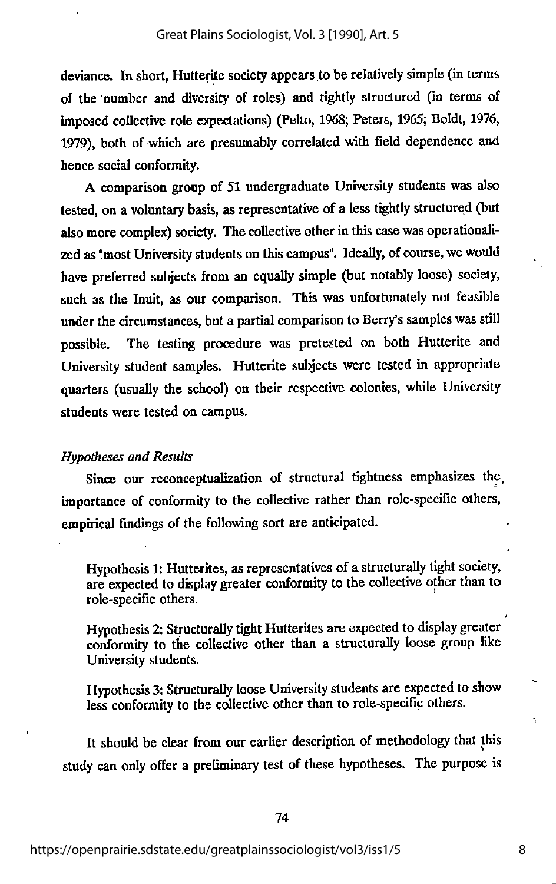deviance. In short, Hutterite society appears to be relatively simple (in terms of the number and diversity of roles) and tightly structured (in terms of imposed collective role expectations) (Pelto, 1968; Peters, 1965; Boldt, 1976, 1979), both of which are presumably correlated with field dependence and hence social conformity.

A comparison group of 51 undergraduate University students was also tested, on a voluntary basis, as representative of a less tightly structured (but also more complex) society. The collective other in this case was operationalized as "most University students on this campus". Ideally, of course, we would have preferred subjects from an equally simple (but notably loose) society, such as the Inuit, as our comparison. This was unfortunately not feasible under the circumstances, but a partial comparison to Berry's samples was still possible. The testing procedure was pretested on both Hutterite and University student samples. Hutterite subjects were tested in appropriate quarters (usually the school) on their respective colonies, while University students were tested on campus.

### *Hypotheses and Results*

Since our reconceptualization of structural tightness emphasizes the importance of conformity to the collective rather than role-specific others, empirical findings of the following sort are anticipated.

> Hypothesis 1: Hutterites, as representatives of a structurally tight society, are expected to display greater conformity to the collective other than to role-specific others.
>
> Hypothesis 2: Structurally tight Hutterites are expected to display greater conformity to the collective other than a structurally loose group like University students.
>
> Hypothesis 3: Structurally loose University students are expected to show less conformity to the collective other than to role-specific others.

It should be clear from our earlier description of methodology that this study can only offer a preliminary test of these hypotheses. The purpose is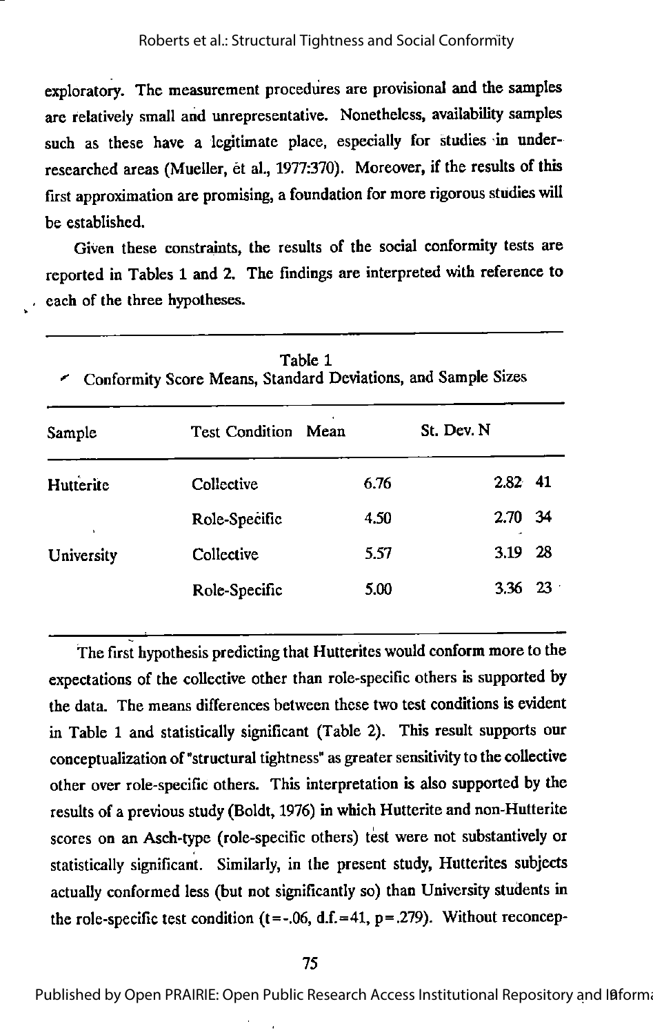exploratory. The measurement procedures are provisional and the samples are relatively small and unrepresentative. Nonetheless, availability samples such as these have a legitimate place, especially for studies in under-researched areas (Mueller, et al., 1977:370). Moreover, if the results of this first approximation are promising, a foundation for more rigorous studies will be established.

Given these constraints, the results of the social conformity tests are reported in Tables 1 and 2. The findings are interpreted with reference to each of the three hypotheses.

Table 1
Conformity Score Means, Standard Deviations, and Sample Sizes

| Sample | Test Condition | Mean | St. Dev. | N |
|---|---|---|---|---|
| Hutterite | Collective | 6.76 | 2.82 | 41 |
| | Role-Specific | 4.50 | 2.70 | 34 |
| University | Collective | 5.57 | 3.19 | 28 |
| | Role-Specific | 5.00 | 3.36 | 23 |

The first hypothesis predicting that Hutterites would conform more to the expectations of the collective other than role-specific others is supported by the data. The means differences between these two test conditions is evident in Table 1 and statistically significant (Table 2). This result supports our conceptualization of "structural tightness" as greater sensitivity to the collective other over role-specific others. This interpretation is also supported by the results of a previous study (Boldt, 1976) in which Hutterite and non-Hutterite scores on an Asch-type (role-specific others) test were not substantively or statistically significant. Similarly, in the present study, Hutterites subjects actually conformed less (but not significantly so) than University students in the role-specific test condition ($t=-.06$, d.f.=41, $p=.279$). Without reconcep-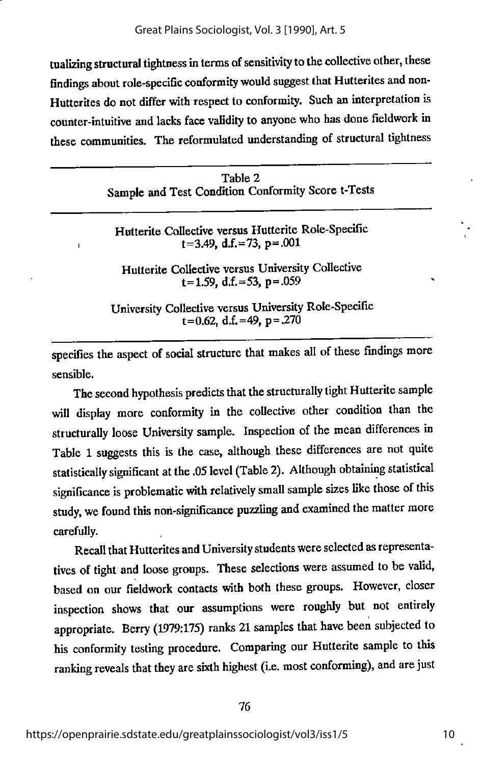tualizing structural tightness in terms of sensitivity to the collective other, these findings about role-specific conformity would suggest that Hutterites and non-Hutterites do not differ with respect to conformity. Such an interpretation is counter-intuitive and lacks face validity to anyone who has done fieldwork in these communities. The reformulated understanding of structural tightness specifies the aspect of social structure that makes all of these findings more sensible.

Table 2
Sample and Test Condition Conformity Score t-Tests

| Comparison | Result |
|---|---|
| Hutterite Collective versus Hutterite Role-Specific | $t=3.49$, $d.f.=73$, $p=.001$ |
| Hutterite Collective versus University Collective | $t=1.59$, $d.f.=53$, $p=.059$ |
| University Collective versus University Role-Specific | $t=0.62$, $d.f.=49$, $p=.270$ |

The second hypothesis predicts that the structurally tight Hutterite sample will display more conformity in the collective other condition than the structurally loose University sample. Inspection of the mean differences in Table 1 suggests this is the case, although these differences are not quite statistically significant at the .05 level (Table 2). Although obtaining statistical significance is problematic with relatively small sample sizes like those of this study, we found this non-significance puzzling and examined the matter more carefully.

Recall that Hutterites and University students were selected as representatives of tight and loose groups. These selections were assumed to be valid, based on our fieldwork contacts with both these groups. However, closer inspection shows that our assumptions were roughly but not entirely appropriate. Berry (1979:175) ranks 21 samples that have been subjected to his conformity testing procedure. Comparing our Hutterite sample to this ranking reveals that they are sixth highest (i.e. most conforming), and are just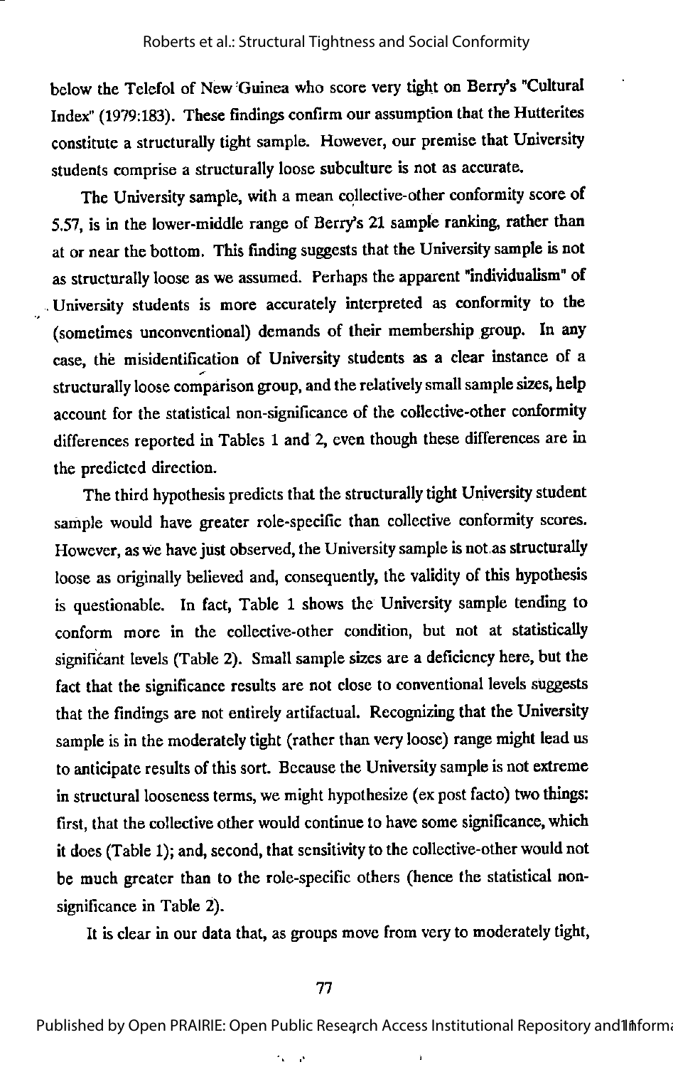below the Telefol of New Guinea who score very tight on Berry's "Cultural Index" (1979:183). These findings confirm our assumption that the Hutterites constitute a structurally tight sample. However, our premise that University students comprise a structurally loose subculture is not as accurate.

The University sample, with a mean collective-other conformity score of 5.57, is in the lower-middle range of Berry's 21 sample ranking, rather than at or near the bottom. This finding suggests that the University sample is not as structurally loose as we assumed. Perhaps the apparent "individualism" of University students is more accurately interpreted as conformity to the (sometimes unconventional) demands of their membership group. In any case, the misidentification of University students as a clear instance of a structurally loose comparison group, and the relatively small sample sizes, help account for the statistical non-significance of the collective-other conformity differences reported in Tables 1 and 2, even though these differences are in the predicted direction.

The third hypothesis predicts that the structurally tight University student sample would have greater role-specific than collective conformity scores. However, as we have just observed, the University sample is not as structurally loose as originally believed and, consequently, the validity of this hypothesis is questionable. In fact, Table 1 shows the University sample tending to conform more in the collective-other condition, but not at statistically significant levels (Table 2). Small sample sizes are a deficiency here, but the fact that the significance results are not close to conventional levels suggests that the findings are not entirely artifactual. Recognizing that the University sample is in the moderately tight (rather than very loose) range might lead us to anticipate results of this sort. Because the University sample is not extreme in structural looseness terms, we might hypothesize (ex post facto) two things: first, that the collective other would continue to have some significance, which it does (Table 1); and, second, that sensitivity to the collective-other would not be much greater than to the role-specific others (hence the statistical non-significance in Table 2).

It is clear in our data that, as groups move from very to moderately tight,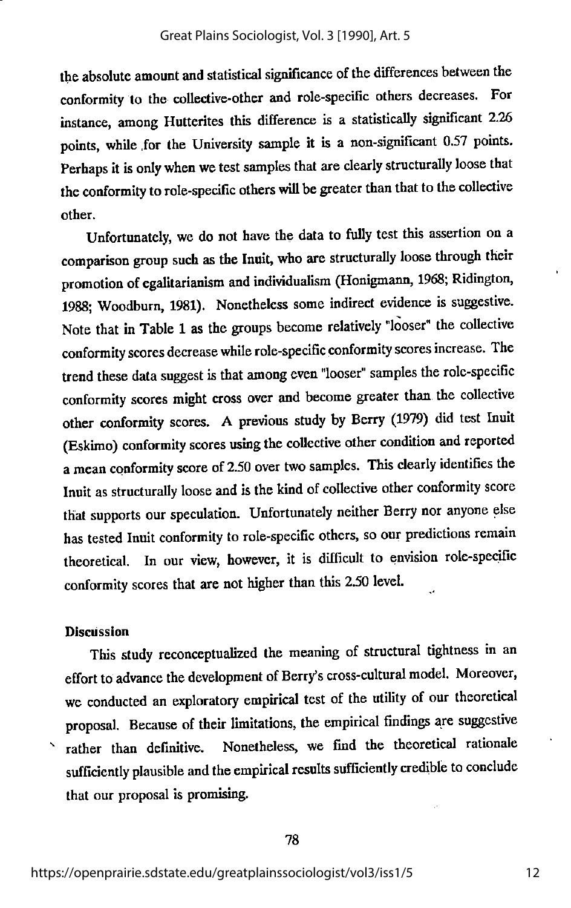the absolute amount and statistical significance of the differences between the conformity to the collective-other and role-specific others decreases. For instance, among Hutterites this difference is a statistically significant 2.26 points, while for the University sample it is a non-significant 0.57 points. Perhaps it is only when we test samples that are clearly structurally loose that the conformity to role-specific others will be greater than that to the collective other.

Unfortunately, we do not have the data to fully test this assertion on a comparison group such as the Inuit, who are structurally loose through their promotion of egalitarianism and individualism (Honigmann, 1968; Ridington, 1988; Woodburn, 1981). Nonetheless some indirect evidence is suggestive. Note that in Table 1 as the groups become relatively "looser" the collective conformity scores decrease while role-specific conformity scores increase. The trend these data suggest is that among even "looser" samples the role-specific conformity scores might cross over and become greater than the collective other conformity scores. A previous study by Berry (1979) did test Inuit (Eskimo) conformity scores using the collective other condition and reported a mean conformity score of 2.50 over two samples. This clearly identifies the Inuit as structurally loose and is the kind of collective other conformity score that supports our speculation. Unfortunately neither Berry nor anyone else has tested Inuit conformity to role-specific others, so our predictions remain theoretical. In our view, however, it is difficult to envision role-specific conformity scores that are not higher than this 2.50 level.

## Discussion

This study reconceptualized the meaning of structural tightness in an effort to advance the development of Berry's cross-cultural model. Moreover, we conducted an exploratory empirical test of the utility of our theoretical proposal. Because of their limitations, the empirical findings are suggestive rather than definitive. Nonetheless, we find the theoretical rationale sufficiently plausible and the empirical results sufficiently credible to conclude that our proposal is promising.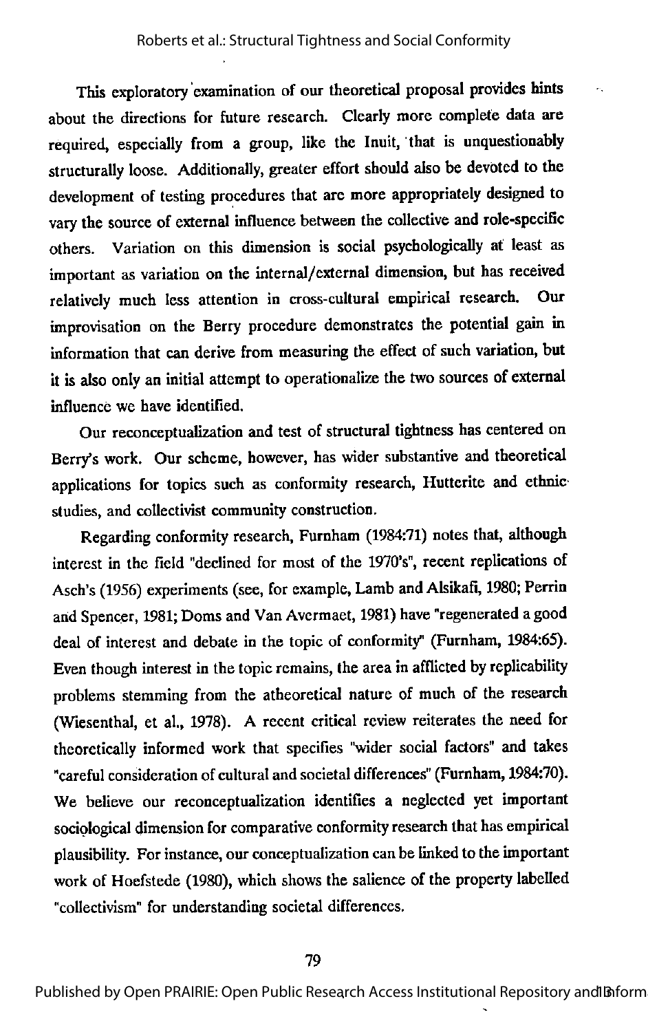This exploratory examination of our theoretical proposal provides hints about the directions for future research. Clearly more complete data are required, especially from a group, like the Inuit, that is unquestionably structurally loose. Additionally, greater effort should also be devoted to the development of testing procedures that are more appropriately designed to vary the source of external influence between the collective and role-specific others. Variation on this dimension is social psychologically at least as important as variation on the internal/external dimension, but has received relatively much less attention in cross-cultural empirical research. Our improvisation on the Berry procedure demonstrates the potential gain in information that can derive from measuring the effect of such variation, but it is also only an initial attempt to operationalize the two sources of external influence we have identified.

Our reconceptualization and test of structural tightness has centered on Berry's work. Our scheme, however, has wider substantive and theoretical applications for topics such as conformity research, Hutterite and ethnic studies, and collectivist community construction.

Regarding conformity research, Furnham (1984:71) notes that, although interest in the field "declined for most of the 1970's", recent replications of Asch's (1956) experiments (see, for example, Lamb and Alsikafi, 1980; Perrin and Spencer, 1981; Doms and Van Avermaet, 1981) have "regenerated a good deal of interest and debate in the topic of conformity" (Furnham, 1984:65). Even though interest in the topic remains, the area in afflicted by replicability problems stemming from the atheoretical nature of much of the research (Wiesenthal, et al., 1978). A recent critical review reiterates the need for theoretically informed work that specifies "wider social factors" and takes "careful consideration of cultural and societal differences" (Furnham, 1984:70). We believe our reconceptualization identifies a neglected yet important sociological dimension for comparative conformity research that has empirical plausibility. For instance, our conceptualization can be linked to the important work of Hoefstede (1980), which shows the salience of the property labelled "collectivism" for understanding societal differences.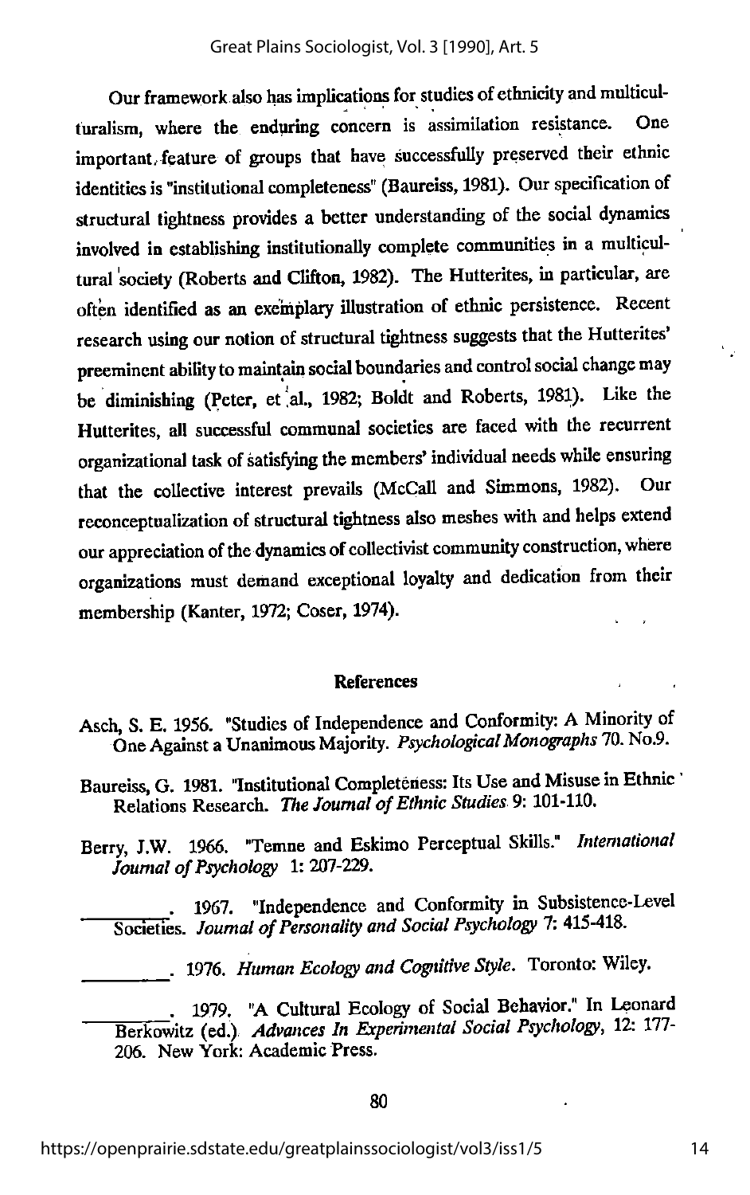Our framework also has implications for studies of ethnicity and multiculturalism, where the enduring concern is assimilation resistance. One important feature of groups that have successfully preserved their ethnic identities is "institutional completeness" (Baureiss, 1981). Our specification of structural tightness provides a better understanding of the social dynamics involved in establishing institutionally complete communities in a multicultural society (Roberts and Clifton, 1982). The Hutterites, in particular, are often identified as an exemplary illustration of ethnic persistence. Recent research using our notion of structural tightness suggests that the Hutterites' preeminent ability to maintain social boundaries and control social change may be diminishing (Peter, et al., 1982; Boldt and Roberts, 1981). Like the Hutterites, all successful communal societies are faced with the recurrent organizational task of satisfying the members' individual needs while ensuring that the collective interest prevails (McCall and Simmons, 1982). Our reconceptualization of structural tightness also meshes with and helps extend our appreciation of the dynamics of collectivist community construction, where organizations must demand exceptional loyalty and dedication from their membership (Kanter, 1972; Coser, 1974).

## References

Asch, S. E. 1956. "Studies of Independence and Conformity: A Minority of One Against a Unanimous Majority. *Psychological Monographs* 70. No.9.

Baureiss, G. 1981. "Institutional Completeness: Its Use and Misuse in Ethnic Relations Research. *The Journal of Ethnic Studies* 9: 101-110.

Berry, J.W. 1966. "Temne and Eskimo Perceptual Skills." *International Journal of Psychology* 1: 207-229.

\_\_\_\_\_\_\_\_. 1967. "Independence and Conformity in Subsistence-Level Societies. *Journal of Personality and Social Psychology* 7: 415-418.

\_\_\_\_\_\_\_\_. 1976. *Human Ecology and Cognitive Style*. Toronto: Wiley.

\_\_\_\_\_\_\_\_. 1979. "A Cultural Ecology of Social Behavior." In Leonard Berkowitz (ed.). *Advances In Experimental Social Psychology*, 12: 177-206. New York: Academic Press.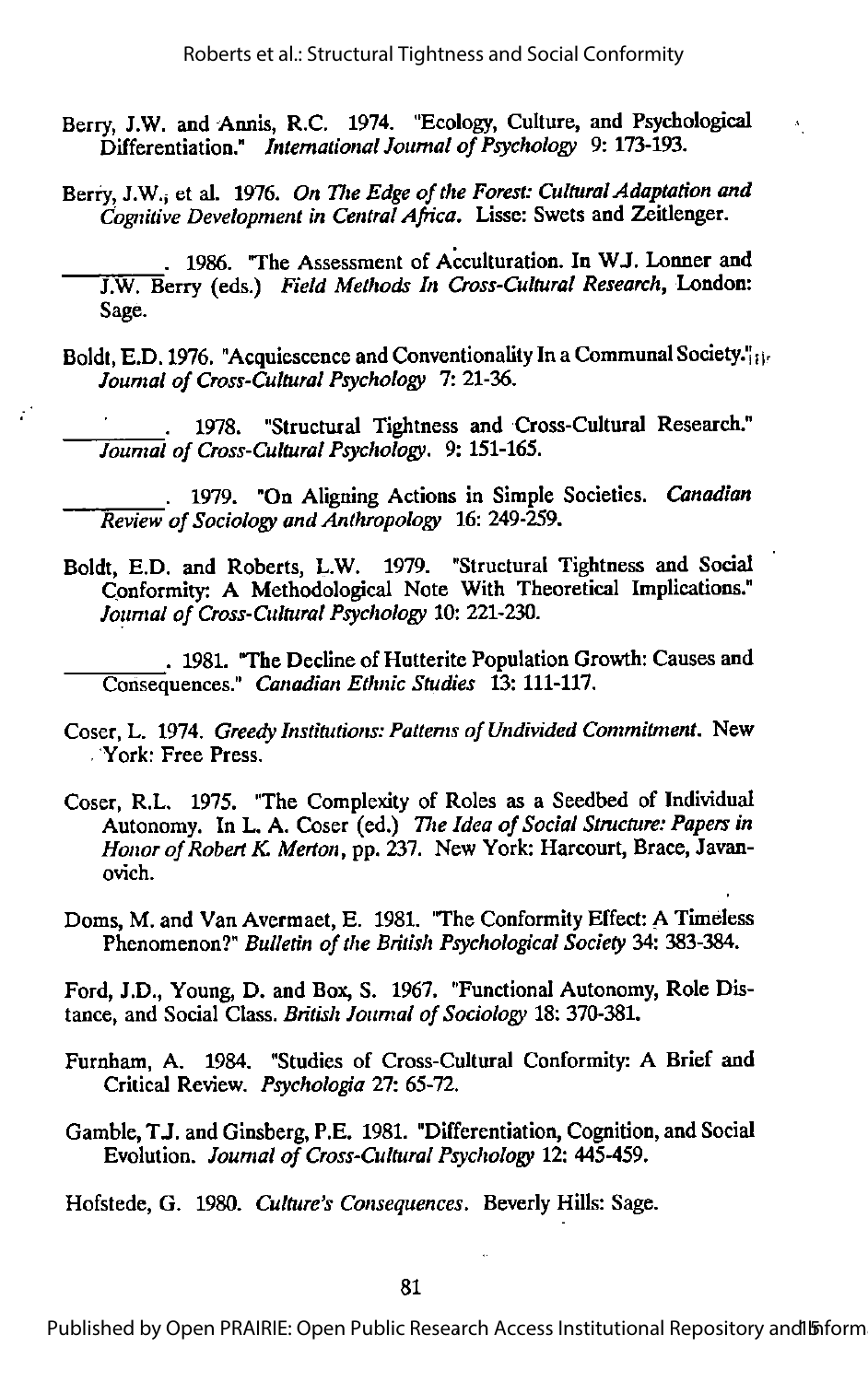Berry, J.W. and Annis, R.C. 1974. "Ecology, Culture, and Psychological Differentiation." *International Journal of Psychology* 9: 173-193.

Berry, J.W., et al. 1976. *On The Edge of the Forest: Cultural Adaptation and Cognitive Development in Central Africa.* Lisse: Swets and Zeitlenger.

________. 1986. "The Assessment of Acculturation. In W.J. Lonner and J.W. Berry (eds.) *Field Methods In Cross-Cultural Research,* London: Sage.

Boldt, E.D. 1976. "Acquiescence and Conventionality In a Communal Society." *Journal of Cross-Cultural Psychology* 7: 21-36.

________. 1978. "Structural Tightness and Cross-Cultural Research." *Journal of Cross-Cultural Psychology.* 9: 151-165.

________. 1979. "On Aligning Actions in Simple Societies. *Canadian Review of Sociology and Anthropology* 16: 249-259.

Boldt, E.D. and Roberts, L.W. 1979. "Structural Tightness and Social Conformity: A Methodological Note With Theoretical Implications." *Journal of Cross-Cultural Psychology* 10: 221-230.

________. 1981. "The Decline of Hutterite Population Growth: Causes and Consequences." *Canadian Ethnic Studies* 13: 111-117.

Coser, L. 1974. *Greedy Institutions: Patterns of Undivided Commitment.* New York: Free Press.

Coser, R.L. 1975. "The Complexity of Roles as a Seedbed of Individual Autonomy. In L. A. Coser (ed.) *The Idea of Social Structure: Papers in Honor of Robert K. Merton*, pp. 237. New York: Harcourt, Brace, Javanovich.

Doms, M. and Van Avermaet, E. 1981. "The Conformity Effect: A Timeless Phenomenon?" *Bulletin of the British Psychological Society* 34: 383-384.

Ford, J.D., Young, D. and Box, S. 1967. "Functional Autonomy, Role Distance, and Social Class. *British Journal of Sociology* 18: 370-381.

Furnham, A. 1984. "Studies of Cross-Cultural Conformity: A Brief and Critical Review. *Psychologia* 27: 65-72.

Gamble, T.J. and Ginsberg, P.E. 1981. "Differentiation, Cognition, and Social Evolution. *Journal of Cross-Cultural Psychology* 12: 445-459.

Hofstede, G. 1980. *Culture's Consequences.* Beverly Hills: Sage.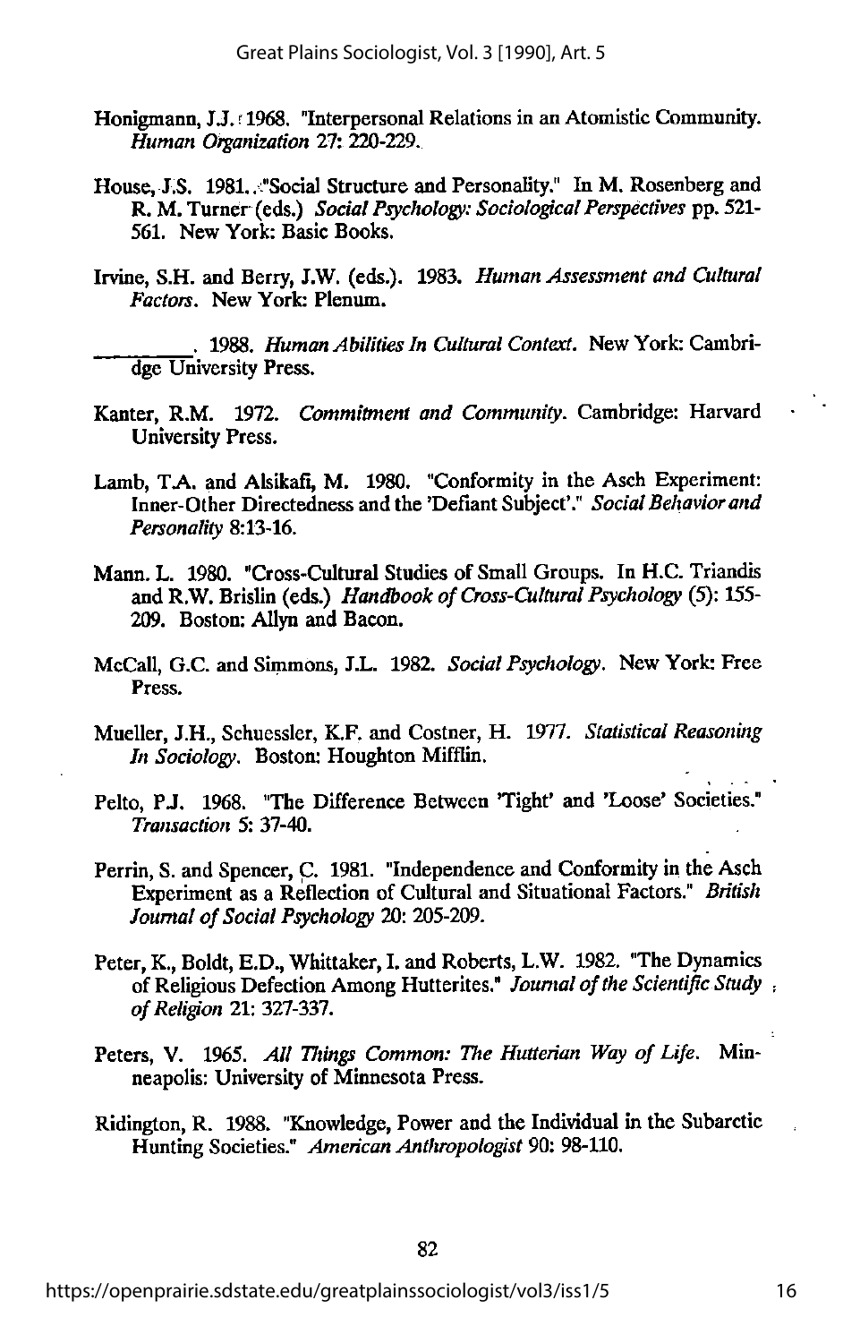Honigmann, J.J. 1968. "Interpersonal Relations in an Atomistic Community. *Human Organization* 27: 220-229.

House, J.S. 1981. "Social Structure and Personality." In M. Rosenberg and R. M. Turner (eds.) *Social Psychology: Sociological Perspectives* pp. 521-561. New York: Basic Books.

Irvine, S.H. and Berry, J.W. (eds.). 1983. *Human Assessment and Cultural Factors*. New York: Plenum.

\_\_\_\_\_\_\_\_\_\_. 1988. *Human Abilities In Cultural Context*. New York: Cambridge University Press.

Kanter, R.M. 1972. *Commitment and Community*. Cambridge: Harvard University Press.

Lamb, T.A. and Alsikafi, M. 1980. "Conformity in the Asch Experiment: Inner-Other Directedness and the 'Defiant Subject'." *Social Behavior and Personality* 8:13-16.

Mann. L. 1980. "Cross-Cultural Studies of Small Groups. In H.C. Triandis and R.W. Brislin (eds.) *Handbook of Cross-Cultural Psychology* (5): 155-209. Boston: Allyn and Bacon.

McCall, G.C. and Simmons, J.L. 1982. *Social Psychology*. New York: Free Press.

Mueller, J.H., Schuessler, K.F. and Costner, H. 1977. *Statistical Reasoning In Sociology*. Boston: Houghton Mifflin.

Pelto, P.J. 1968. "The Difference Between 'Tight' and 'Loose' Societies." *Transaction* 5: 37-40.

Perrin, S. and Spencer, C. 1981. "Independence and Conformity in the Asch Experiment as a Reflection of Cultural and Situational Factors." *British Journal of Social Psychology* 20: 205-209.

Peter, K., Boldt, E.D., Whittaker, I. and Roberts, L.W. 1982. "The Dynamics of Religious Defection Among Hutterites." *Journal of the Scientific Study of Religion* 21: 327-337.

Peters, V. 1965. *All Things Common: The Hutterian Way of Life*. Minneapolis: University of Minnesota Press.

Ridington, R. 1988. "Knowledge, Power and the Individual in the Subarctic Hunting Societies." *American Anthropologist* 90: 98-110.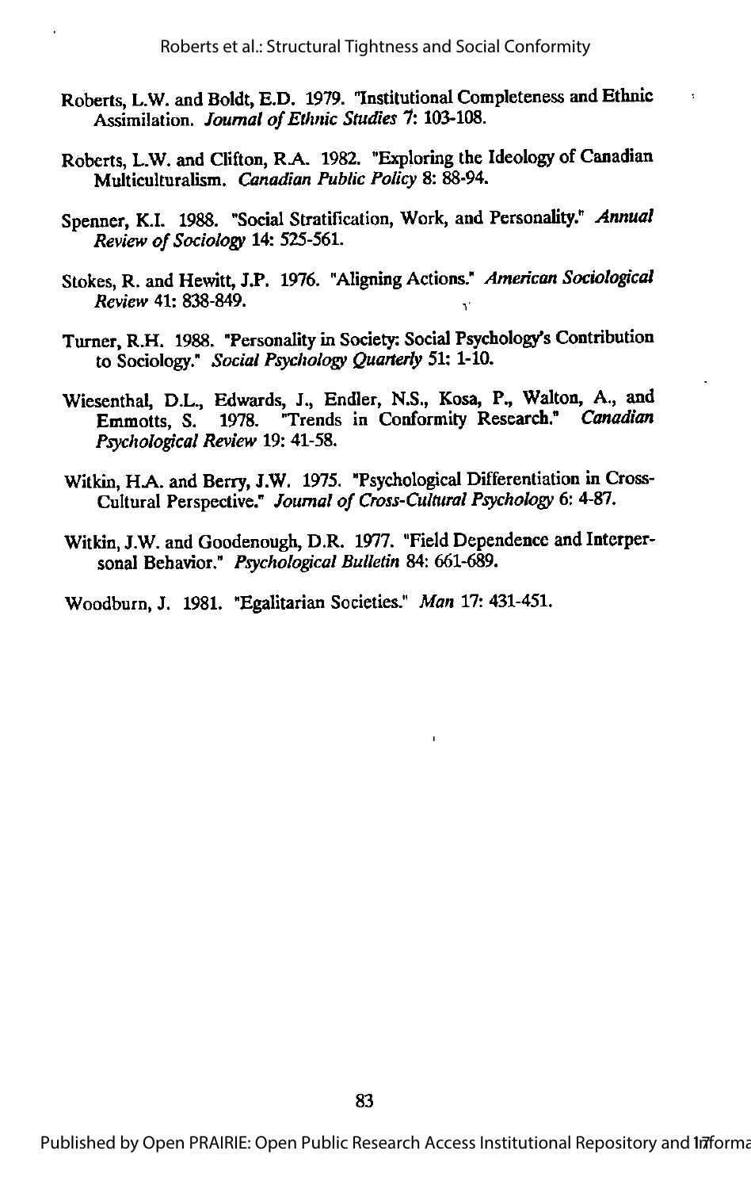Roberts, L.W. and Boldt, E.D. 1979. "Institutional Completeness and Ethnic Assimilation. *Journal of Ethnic Studies* 7: 103-108.

Roberts, L.W. and Clifton, R.A. 1982. "Exploring the Ideology of Canadian Multiculturalism. *Canadian Public Policy* 8: 88-94.

Spenner, K.I. 1988. "Social Stratification, Work, and Personality." *Annual Review of Sociology* 14: 525-561.

Stokes, R. and Hewitt, J.P. 1976. "Aligning Actions." *American Sociological Review* 41: 838-849.

Turner, R.H. 1988. "Personality in Society: Social Psychology's Contribution to Sociology." *Social Psychology Quarterly* 51: 1-10.

Wiesenthal, D.L., Edwards, J., Endler, N.S., Kosa, P., Walton, A., and Emmotts, S. 1978. "Trends in Conformity Research." *Canadian Psychological Review* 19: 41-58.

Witkin, H.A. and Berry, J.W. 1975. "Psychological Differentiation in Cross-Cultural Perspective." *Journal of Cross-Cultural Psychology* 6: 4-87.

Witkin, J.W. and Goodenough, D.R. 1977. "Field Dependence and Interpersonal Behavior." *Psychological Bulletin* 84: 661-689.

Woodburn, J. 1981. "Egalitarian Societies." *Man* 17: 431-451.